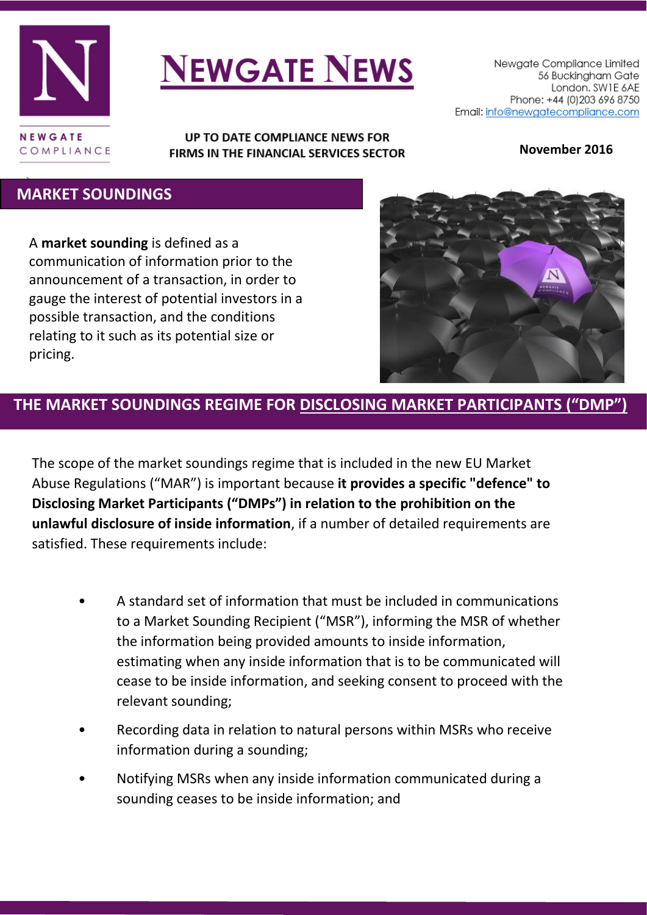# NEWGATE NEWS

Newgate Compliance Limited
56 Buckingham Gate
London. SW1E 6AE
Phone: +44 (0)203 696 8750
Email: info@newgatecompliance.com

**UP TO DATE COMPLIANCE NEWS FOR FIRMS IN THE FINANCIAL SERVICES SECTOR**

**November 2016**

## MARKET SOUNDINGS

A **market sounding** is defined as a communication of information prior to the announcement of a transaction, in order to gauge the interest of potential investors in a possible transaction, and the conditions relating to it such as its potential size or pricing.

## THE MARKET SOUNDINGS REGIME FOR DISCLOSING MARKET PARTICIPANTS ("DMP")

The scope of the market soundings regime that is included in the new EU Market Abuse Regulations ("MAR") is important because **it provides a specific "defence" to Disclosing Market Participants ("DMPs") in relation to the prohibition on the unlawful disclosure of inside information**, if a number of detailed requirements are satisfied. These requirements include:

- A standard set of information that must be included in communications to a Market Sounding Recipient ("MSR"), informing the MSR of whether the information being provided amounts to inside information, estimating when any inside information that is to be communicated will cease to be inside information, and seeking consent to proceed with the relevant sounding;
- Recording data in relation to natural persons within MSRs who receive information during a sounding;
- Notifying MSRs when any inside information communicated during a sounding ceases to be inside information; and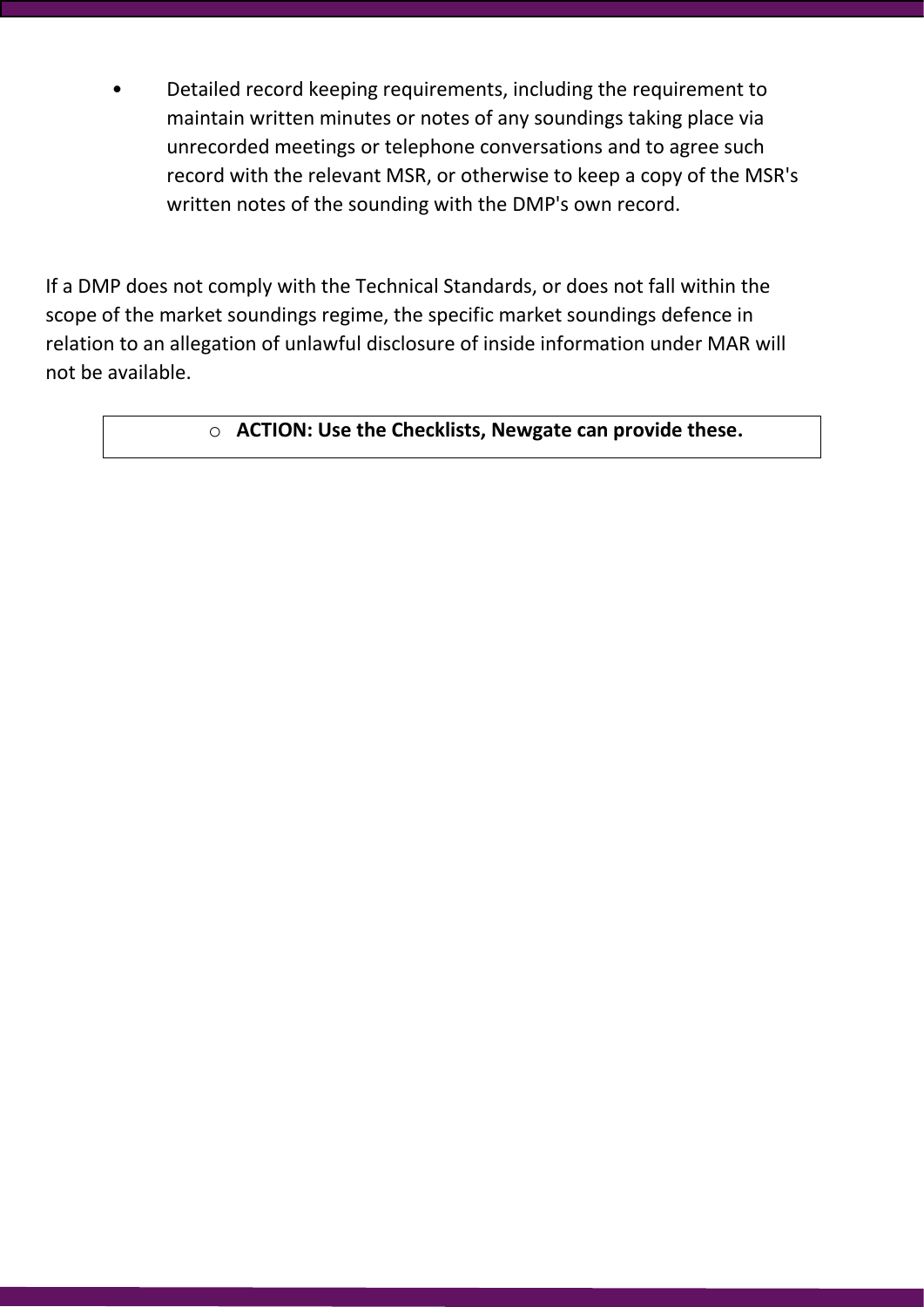- Detailed record keeping requirements, including the requirement to maintain written minutes or notes of any soundings taking place via unrecorded meetings or telephone conversations and to agree such record with the relevant MSR, or otherwise to keep a copy of the MSR's written notes of the sounding with the DMP's own record.

If a DMP does not comply with the Technical Standards, or does not fall within the scope of the market soundings regime, the specific market soundings defence in relation to an allegation of unlawful disclosure of inside information under MAR will not be available.

- **ACTION: Use the Checklists, Newgate can provide these.**